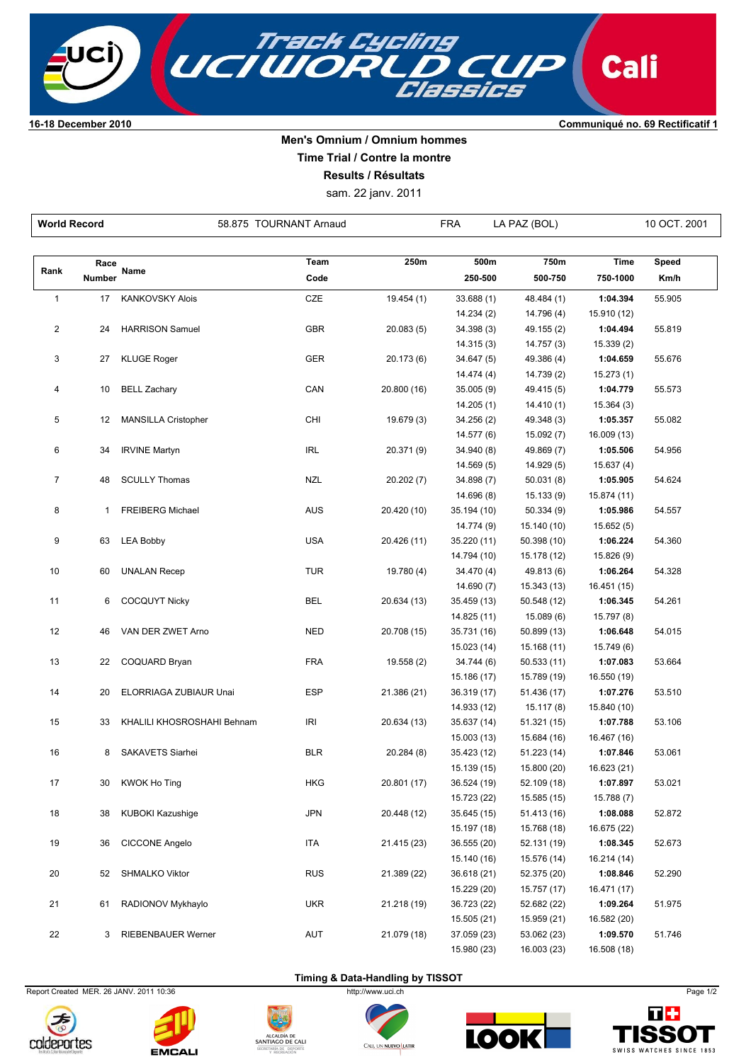**16-18 December 2010**

**Communiqué no. 69 Rectificatif 1**

# Men's Omnium / Omnium hommes

## Time Trial / Contre la montre

## Results / Résultats

sam. 22 janv. 2011

| World Record | 58.875 TOURNANT Arnaud | FRA | LA PAZ (BOL) | 10 OCT. 2001 |
|---|---|---|---|---|

| Rank | Race Number | Name | Team Code | 250m | 500m 250-500 | 750m 500-750 | Time 750-1000 | Speed Km/h |
|---|---|---|---|---|---|---|---|---|
| 1 | 17 | KANKOVSKY Alois | CZE | 19.454 (1) | 33.688 (1) | 48.484 (1) | **1:04.394** | 55.905 |
| | | | | | 14.234 (2) | 14.796 (4) | 15.910 (12) | |
| 2 | 24 | HARRISON Samuel | GBR | 20.083 (5) | 34.398 (3) | 49.155 (2) | **1:04.494** | 55.819 |
| | | | | | 14.315 (3) | 14.757 (3) | 15.339 (2) | |
| 3 | 27 | KLUGE Roger | GER | 20.173 (6) | 34.647 (5) | 49.386 (4) | **1:04.659** | 55.676 |
| | | | | | 14.474 (4) | 14.739 (2) | 15.273 (1) | |
| 4 | 10 | BELL Zachary | CAN | 20.800 (16) | 35.005 (9) | 49.415 (5) | **1:04.779** | 55.573 |
| | | | | | 14.205 (1) | 14.410 (1) | 15.364 (3) | |
| 5 | 12 | MANSILLA Cristopher | CHI | 19.679 (3) | 34.256 (2) | 49.348 (3) | **1:05.357** | 55.082 |
| | | | | | 14.577 (6) | 15.092 (7) | 16.009 (13) | |
| 6 | 34 | IRVINE Martyn | IRL | 20.371 (9) | 34.940 (8) | 49.869 (7) | **1:05.506** | 54.956 |
| | | | | | 14.569 (5) | 14.929 (5) | 15.637 (4) | |
| 7 | 48 | SCULLY Thomas | NZL | 20.202 (7) | 34.898 (7) | 50.031 (8) | **1:05.905** | 54.624 |
| | | | | | 14.696 (8) | 15.133 (9) | 15.874 (11) | |
| 8 | 1 | FREIBERG Michael | AUS | 20.420 (10) | 35.194 (10) | 50.334 (9) | **1:05.986** | 54.557 |
| | | | | | 14.774 (9) | 15.140 (10) | 15.652 (5) | |
| 9 | 63 | LEA Bobby | USA | 20.426 (11) | 35.220 (11) | 50.398 (10) | **1:06.224** | 54.360 |
| | | | | | 14.794 (10) | 15.178 (12) | 15.826 (9) | |
| 10 | 60 | UNALAN Recep | TUR | 19.780 (4) | 34.470 (4) | 49.813 (6) | **1:06.264** | 54.328 |
| | | | | | 14.690 (7) | 15.343 (13) | 16.451 (15) | |
| 11 | 6 | COCQUYT Nicky | BEL | 20.634 (13) | 35.459 (13) | 50.548 (12) | **1:06.345** | 54.261 |
| | | | | | 14.825 (11) | 15.089 (6) | 15.797 (8) | |
| 12 | 46 | VAN DER ZWET Arno | NED | 20.708 (15) | 35.731 (16) | 50.899 (13) | **1:06.648** | 54.015 |
| | | | | | 15.023 (14) | 15.168 (11) | 15.749 (6) | |
| 13 | 22 | COQUARD Bryan | FRA | 19.558 (2) | 34.744 (6) | 50.533 (11) | **1:07.083** | 53.664 |
| | | | | | 15.186 (17) | 15.789 (19) | 16.550 (19) | |
| 14 | 20 | ELORRIAGA ZUBIAUR Unai | ESP | 21.386 (21) | 36.319 (17) | 51.436 (17) | **1:07.276** | 53.510 |
| | | | | | 14.933 (12) | 15.117 (8) | 15.840 (10) | |
| 15 | 33 | KHALILI KHOSROSHAHI Behnam | IRI | 20.634 (13) | 35.637 (14) | 51.321 (15) | **1:07.788** | 53.106 |
| | | | | | 15.003 (13) | 15.684 (16) | 16.467 (16) | |
| 16 | 8 | SAKAVETS Siarhei | BLR | 20.284 (8) | 35.423 (12) | 51.223 (14) | **1:07.846** | 53.061 |
| | | | | | 15.139 (15) | 15.800 (20) | 16.623 (21) | |
| 17 | 30 | KWOK Ho Ting | HKG | 20.801 (17) | 36.524 (19) | 52.109 (18) | **1:07.897** | 53.021 |
| | | | | | 15.723 (22) | 15.585 (15) | 15.788 (7) | |
| 18 | 38 | KUBOKI Kazushige | JPN | 20.448 (12) | 35.645 (15) | 51.413 (16) | **1:08.088** | 52.872 |
| | | | | | 15.197 (18) | 15.768 (18) | 16.675 (22) | |
| 19 | 36 | CICCONE Angelo | ITA | 21.415 (23) | 36.555 (20) | 52.131 (19) | **1:08.345** | 52.673 |
| | | | | | 15.140 (16) | 15.576 (14) | 16.214 (14) | |
| 20 | 52 | SHMALKO Viktor | RUS | 21.389 (22) | 36.618 (21) | 52.375 (20) | **1:08.846** | 52.290 |
| | | | | | 15.229 (20) | 15.757 (17) | 16.471 (17) | |
| 21 | 61 | RADIONOV Mykhaylo | UKR | 21.218 (19) | 36.723 (22) | 52.682 (22) | **1:09.264** | 51.975 |
| | | | | | 15.505 (21) | 15.959 (21) | 16.582 (20) | |
| 22 | 3 | RIEBENBAUER Werner | AUT | 21.079 (18) | 37.059 (23) | 53.062 (23) | **1:09.570** | 51.746 |
| | | | | | 15.980 (23) | 16.003 (23) | 16.508 (18) | |

**Timing & Data-Handling by TISSOT**

Report Created MER. 26 JANV. 2011 10:36

http://www.uci.ch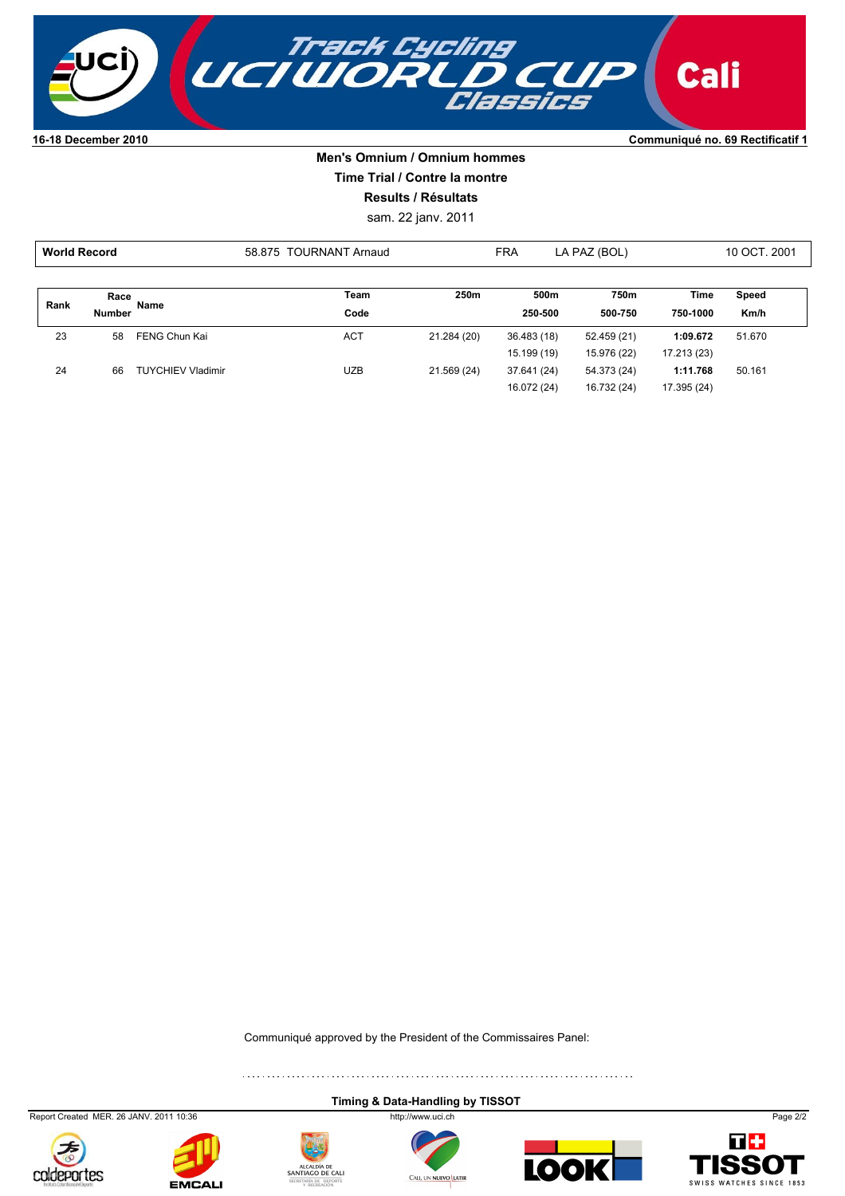16-18 December 2010 | Communiqué no. 69 Rectificatif 1

**Men's Omnium / Omnium hommes**

**Time Trial / Contre la montre**

**Results / Résultats**

sam. 22 janv. 2011

| World Record | 58.875 TOURNANT Arnaud | FRA | LA PAZ (BOL) | 10 OCT. 2001 |
|---|---|---|---|---|

| Rank | Race Number | Name | Team Code | 250m | 500m 250-500 | 750m 500-750 | Time 750-1000 | Speed Km/h |
|---|---|---|---|---|---|---|---|---|
| 23 | 58 | FENG Chun Kai | ACT | 21.284 (20) | 36.483 (18) | 52.459 (21) | **1:09.672** | 51.670 |
| | | | | | 15.199 (19) | 15.976 (22) | 17.213 (23) | |
| 24 | 66 | TUYCHIEV Vladimir | UZB | 21.569 (24) | 37.641 (24) | 54.373 (24) | **1:11.768** | 50.161 |
| | | | | | 16.072 (24) | 16.732 (24) | 17.395 (24) | |

Communiqué approved by the President of the Commissaires Panel:

Timing & Data-Handling by TISSOT

Report Created MER. 26 JANV. 2011 10:36 http://www.uci.ch